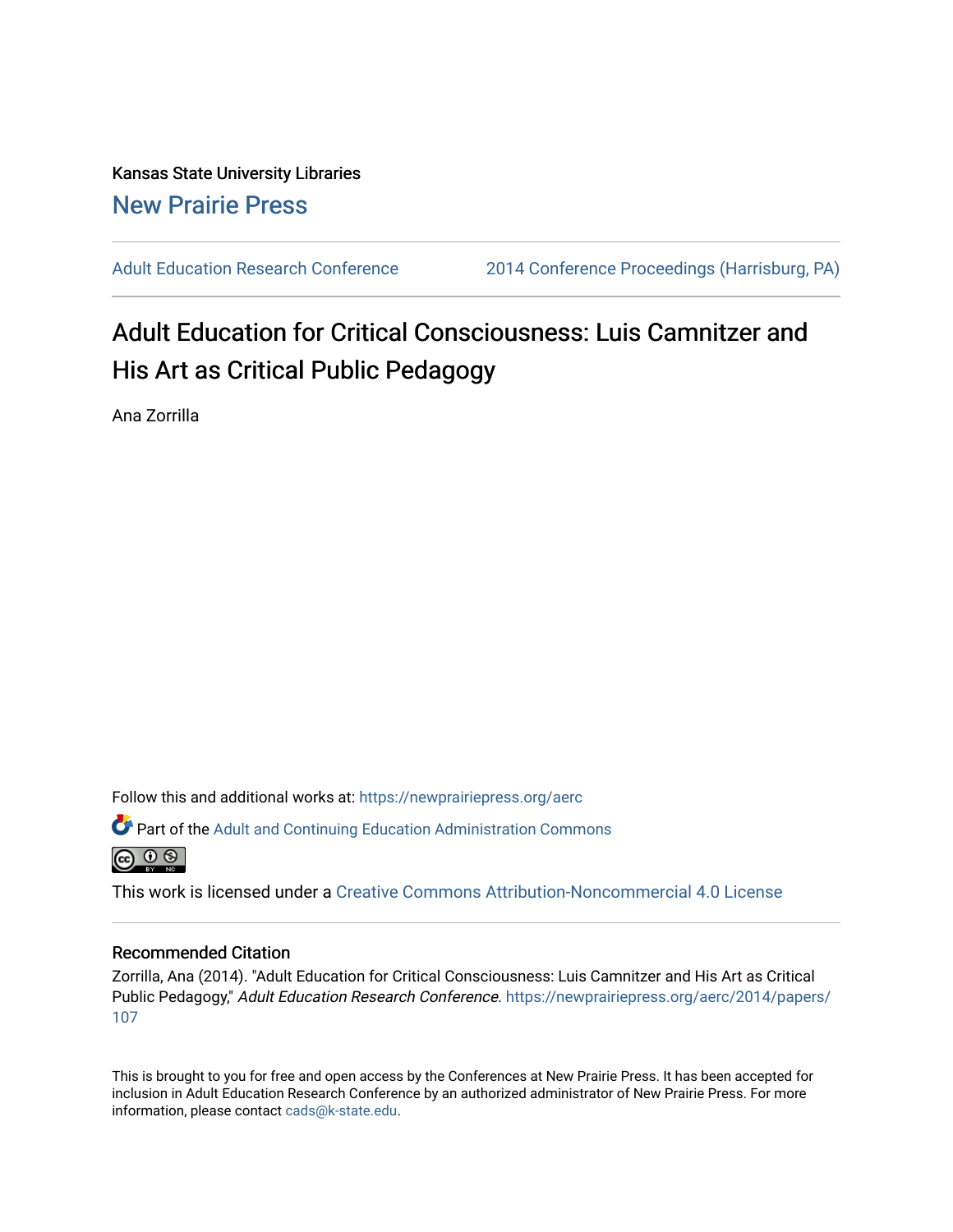Kansas State University Libraries

New Prairie Press

Adult Education Research Conference | 2014 Conference Proceedings (Harrisburg, PA)

# Adult Education for Critical Consciousness: Luis Camnitzer and His Art as Critical Public Pedagogy

Ana Zorrilla

Follow this and additional works at: https://newprairiepress.org/aerc

Part of the Adult and Continuing Education Administration Commons

This work is licensed under a Creative Commons Attribution-Noncommercial 4.0 License

## Recommended Citation

Zorrilla, Ana (2014). "Adult Education for Critical Consciousness: Luis Camnitzer and His Art as Critical Public Pedagogy," *Adult Education Research Conference*. https://newprairiepress.org/aerc/2014/papers/107

This is brought to you for free and open access by the Conferences at New Prairie Press. It has been accepted for inclusion in Adult Education Research Conference by an authorized administrator of New Prairie Press. For more information, please contact cads@k-state.edu.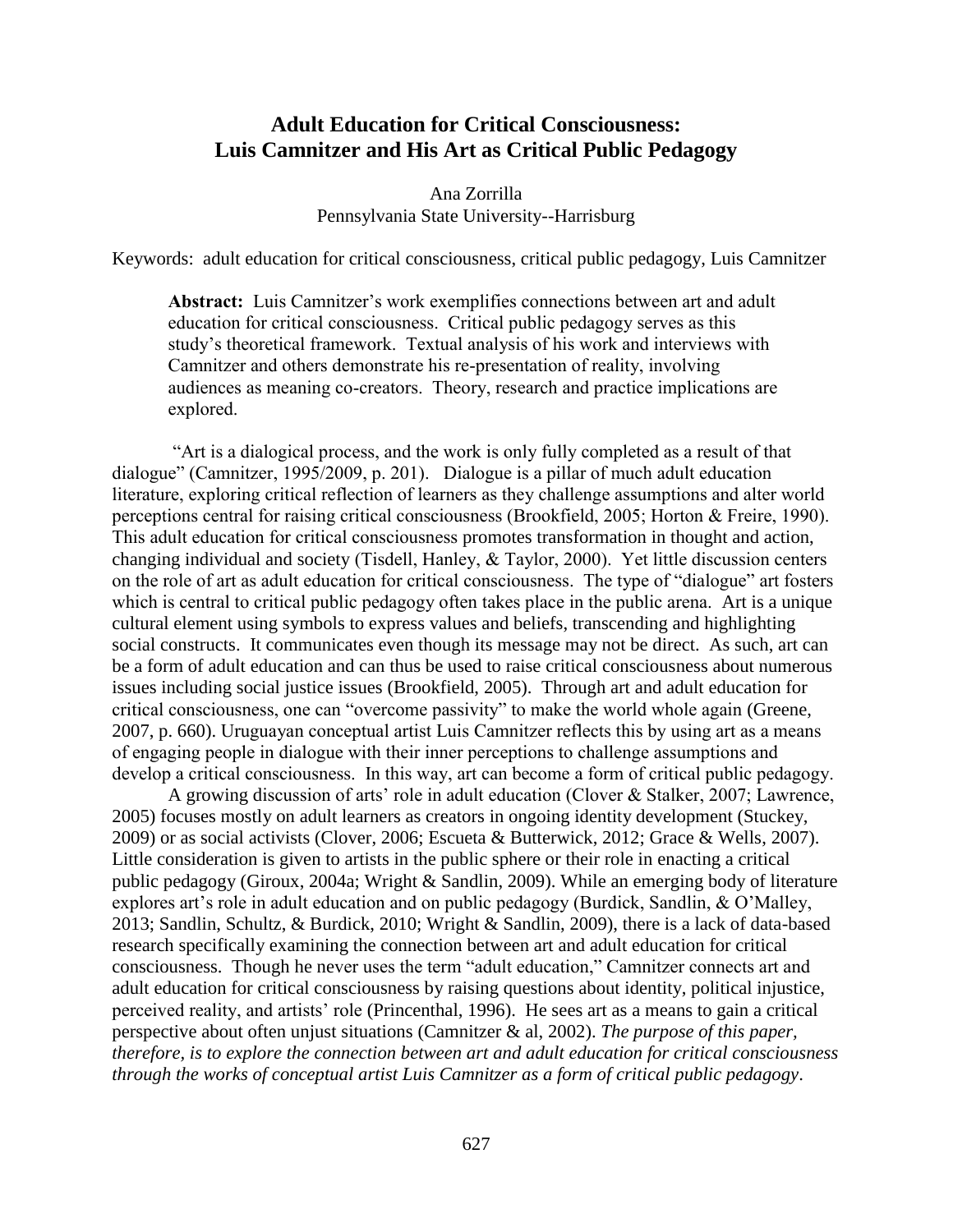# Adult Education for Critical Consciousness: Luis Camnitzer and His Art as Critical Public Pedagogy

Ana Zorrilla
Pennsylvania State University--Harrisburg

Keywords: adult education for critical consciousness, critical public pedagogy, Luis Camnitzer

> **Abstract:** Luis Camnitzer's work exemplifies connections between art and adult education for critical consciousness. Critical public pedagogy serves as this study's theoretical framework. Textual analysis of his work and interviews with Camnitzer and others demonstrate his re-presentation of reality, involving audiences as meaning co-creators. Theory, research and practice implications are explored.

"Art is a dialogical process, and the work is only fully completed as a result of that dialogue" (Camnitzer, 1995/2009, p. 201). Dialogue is a pillar of much adult education literature, exploring critical reflection of learners as they challenge assumptions and alter world perceptions central for raising critical consciousness (Brookfield, 2005; Horton & Freire, 1990). This adult education for critical consciousness promotes transformation in thought and action, changing individual and society (Tisdell, Hanley, & Taylor, 2000). Yet little discussion centers on the role of art as adult education for critical consciousness. The type of "dialogue" art fosters which is central to critical public pedagogy often takes place in the public arena. Art is a unique cultural element using symbols to express values and beliefs, transcending and highlighting social constructs. It communicates even though its message may not be direct. As such, art can be a form of adult education and can thus be used to raise critical consciousness about numerous issues including social justice issues (Brookfield, 2005). Through art and adult education for critical consciousness, one can "overcome passivity" to make the world whole again (Greene, 2007, p. 660). Uruguayan conceptual artist Luis Camnitzer reflects this by using art as a means of engaging people in dialogue with their inner perceptions to challenge assumptions and develop a critical consciousness. In this way, art can become a form of critical public pedagogy.

A growing discussion of arts' role in adult education (Clover & Stalker, 2007; Lawrence, 2005) focuses mostly on adult learners as creators in ongoing identity development (Stuckey, 2009) or as social activists (Clover, 2006; Escueta & Butterwick, 2012; Grace & Wells, 2007). Little consideration is given to artists in the public sphere or their role in enacting a critical public pedagogy (Giroux, 2004a; Wright & Sandlin, 2009). While an emerging body of literature explores art's role in adult education and on public pedagogy (Burdick, Sandlin, & O'Malley, 2013; Sandlin, Schultz, & Burdick, 2010; Wright & Sandlin, 2009), there is a lack of data-based research specifically examining the connection between art and adult education for critical consciousness. Though he never uses the term "adult education," Camnitzer connects art and adult education for critical consciousness by raising questions about identity, political injustice, perceived reality, and artists' role (Princenthal, 1996). He sees art as a means to gain a critical perspective about often unjust situations (Camnitzer & al, 2002). *The purpose of this paper, therefore, is to explore the connection between art and adult education for critical consciousness through the works of conceptual artist Luis Camnitzer as a form of critical public pedagogy*.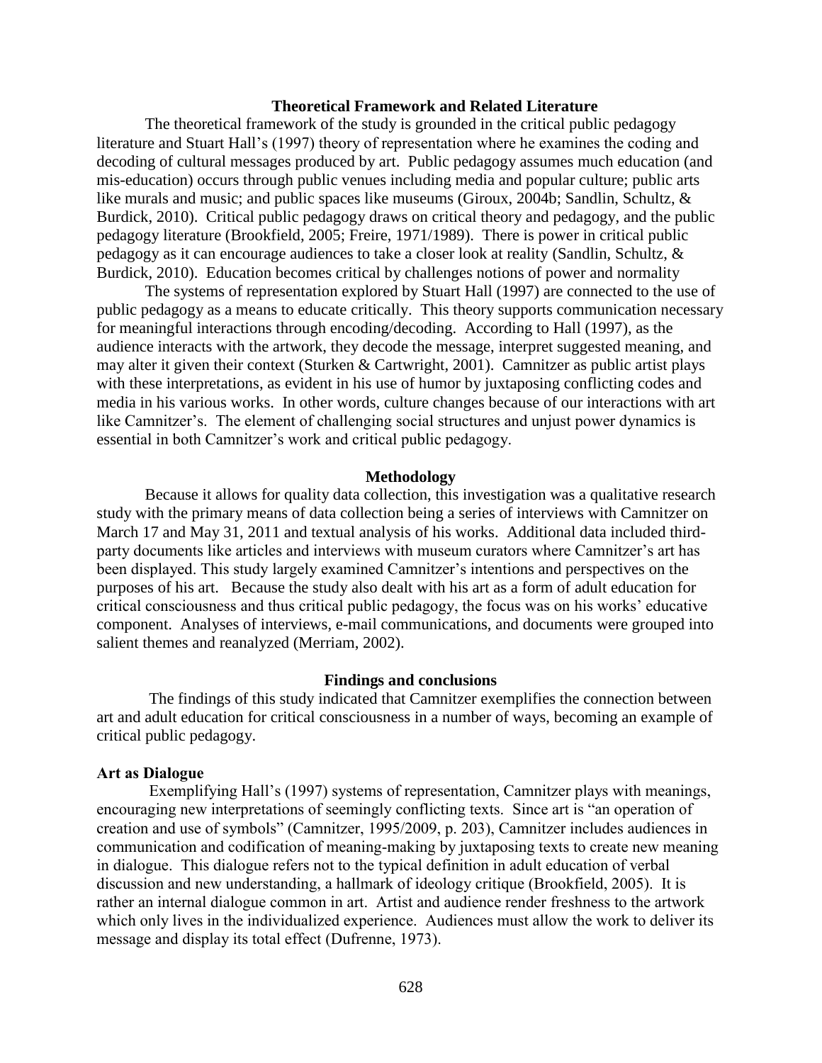## Theoretical Framework and Related Literature

The theoretical framework of the study is grounded in the critical public pedagogy literature and Stuart Hall's (1997) theory of representation where he examines the coding and decoding of cultural messages produced by art. Public pedagogy assumes much education (and mis-education) occurs through public venues including media and popular culture; public arts like murals and music; and public spaces like museums (Giroux, 2004b; Sandlin, Schultz, & Burdick, 2010). Critical public pedagogy draws on critical theory and pedagogy, and the public pedagogy literature (Brookfield, 2005; Freire, 1971/1989). There is power in critical public pedagogy as it can encourage audiences to take a closer look at reality (Sandlin, Schultz, & Burdick, 2010). Education becomes critical by challenges notions of power and normality

The systems of representation explored by Stuart Hall (1997) are connected to the use of public pedagogy as a means to educate critically. This theory supports communication necessary for meaningful interactions through encoding/decoding. According to Hall (1997), as the audience interacts with the artwork, they decode the message, interpret suggested meaning, and may alter it given their context (Sturken & Cartwright, 2001). Camnitzer as public artist plays with these interpretations, as evident in his use of humor by juxtaposing conflicting codes and media in his various works. In other words, culture changes because of our interactions with art like Camnitzer's. The element of challenging social structures and unjust power dynamics is essential in both Camnitzer's work and critical public pedagogy.

## Methodology

Because it allows for quality data collection, this investigation was a qualitative research study with the primary means of data collection being a series of interviews with Camnitzer on March 17 and May 31, 2011 and textual analysis of his works. Additional data included third-party documents like articles and interviews with museum curators where Camnitzer's art has been displayed. This study largely examined Camnitzer's intentions and perspectives on the purposes of his art. Because the study also dealt with his art as a form of adult education for critical consciousness and thus critical public pedagogy, the focus was on his works' educative component. Analyses of interviews, e-mail communications, and documents were grouped into salient themes and reanalyzed (Merriam, 2002).

## Findings and conclusions

The findings of this study indicated that Camnitzer exemplifies the connection between art and adult education for critical consciousness in a number of ways, becoming an example of critical public pedagogy.

### Art as Dialogue

Exemplifying Hall's (1997) systems of representation, Camnitzer plays with meanings, encouraging new interpretations of seemingly conflicting texts. Since art is "an operation of creation and use of symbols" (Camnitzer, 1995/2009, p. 203), Camnitzer includes audiences in communication and codification of meaning-making by juxtaposing texts to create new meaning in dialogue. This dialogue refers not to the typical definition in adult education of verbal discussion and new understanding, a hallmark of ideology critique (Brookfield, 2005). It is rather an internal dialogue common in art. Artist and audience render freshness to the artwork which only lives in the individualized experience. Audiences must allow the work to deliver its message and display its total effect (Dufrenne, 1973).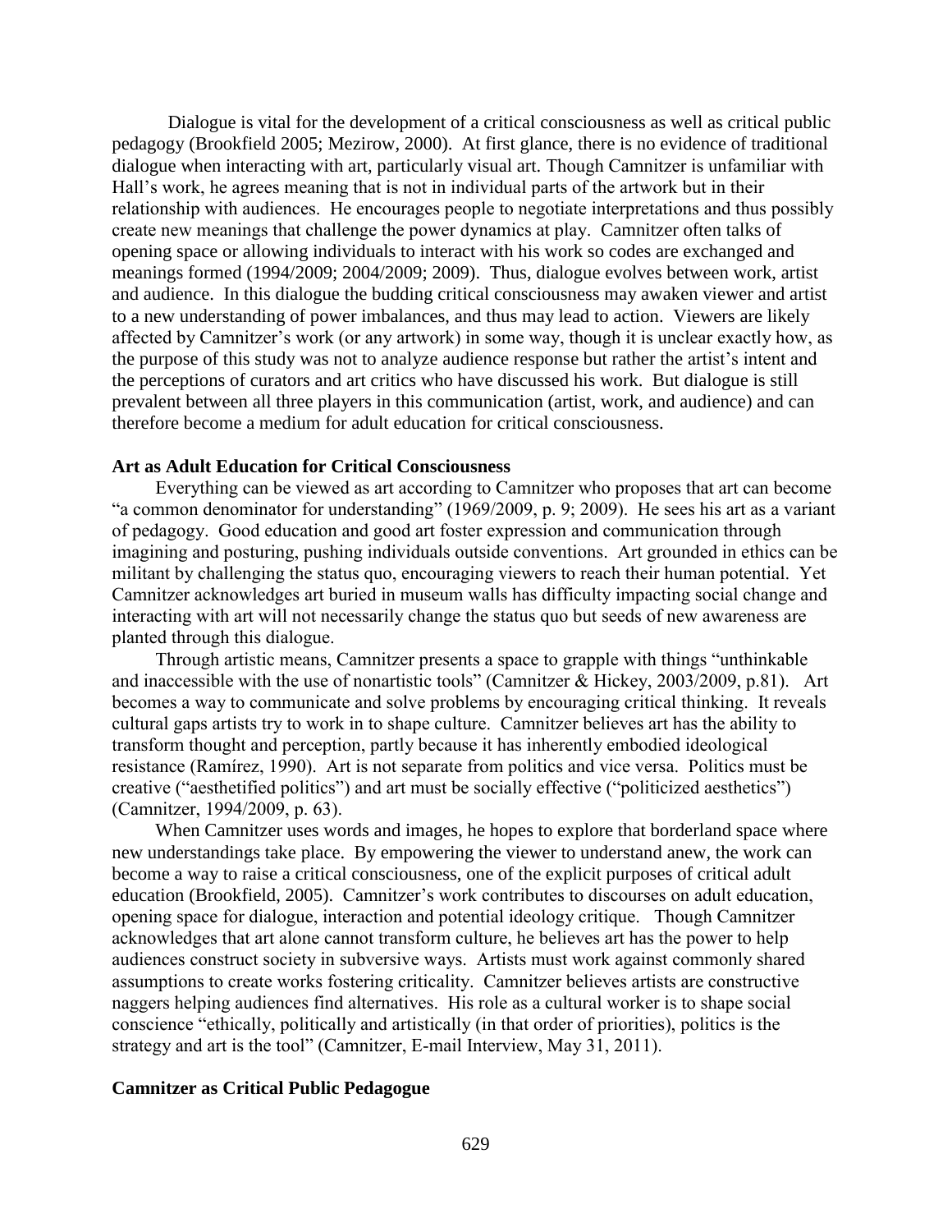Dialogue is vital for the development of a critical consciousness as well as critical public pedagogy (Brookfield 2005; Mezirow, 2000). At first glance, there is no evidence of traditional dialogue when interacting with art, particularly visual art. Though Camnitzer is unfamiliar with Hall's work, he agrees meaning that is not in individual parts of the artwork but in their relationship with audiences. He encourages people to negotiate interpretations and thus possibly create new meanings that challenge the power dynamics at play. Camnitzer often talks of opening space or allowing individuals to interact with his work so codes are exchanged and meanings formed (1994/2009; 2004/2009; 2009). Thus, dialogue evolves between work, artist and audience. In this dialogue the budding critical consciousness may awaken viewer and artist to a new understanding of power imbalances, and thus may lead to action. Viewers are likely affected by Camnitzer's work (or any artwork) in some way, though it is unclear exactly how, as the purpose of this study was not to analyze audience response but rather the artist's intent and the perceptions of curators and art critics who have discussed his work. But dialogue is still prevalent between all three players in this communication (artist, work, and audience) and can therefore become a medium for adult education for critical consciousness.

**Art as Adult Education for Critical Consciousness**

Everything can be viewed as art according to Camnitzer who proposes that art can become "a common denominator for understanding" (1969/2009, p. 9; 2009). He sees his art as a variant of pedagogy. Good education and good art foster expression and communication through imagining and posturing, pushing individuals outside conventions. Art grounded in ethics can be militant by challenging the status quo, encouraging viewers to reach their human potential. Yet Camnitzer acknowledges art buried in museum walls has difficulty impacting social change and interacting with art will not necessarily change the status quo but seeds of new awareness are planted through this dialogue.

Through artistic means, Camnitzer presents a space to grapple with things "unthinkable and inaccessible with the use of nonartistic tools" (Camnitzer & Hickey, 2003/2009, p.81). Art becomes a way to communicate and solve problems by encouraging critical thinking. It reveals cultural gaps artists try to work in to shape culture. Camnitzer believes art has the ability to transform thought and perception, partly because it has inherently embodied ideological resistance (Ramírez, 1990). Art is not separate from politics and vice versa. Politics must be creative ("aesthetified politics") and art must be socially effective ("politicized aesthetics") (Camnitzer, 1994/2009, p. 63).

When Camnitzer uses words and images, he hopes to explore that borderland space where new understandings take place. By empowering the viewer to understand anew, the work can become a way to raise a critical consciousness, one of the explicit purposes of critical adult education (Brookfield, 2005). Camnitzer's work contributes to discourses on adult education, opening space for dialogue, interaction and potential ideology critique. Though Camnitzer acknowledges that art alone cannot transform culture, he believes art has the power to help audiences construct society in subversive ways. Artists must work against commonly shared assumptions to create works fostering criticality. Camnitzer believes artists are constructive naggers helping audiences find alternatives. His role as a cultural worker is to shape social conscience "ethically, politically and artistically (in that order of priorities), politics is the strategy and art is the tool" (Camnitzer, E-mail Interview, May 31, 2011).

**Camnitzer as Critical Public Pedagogue**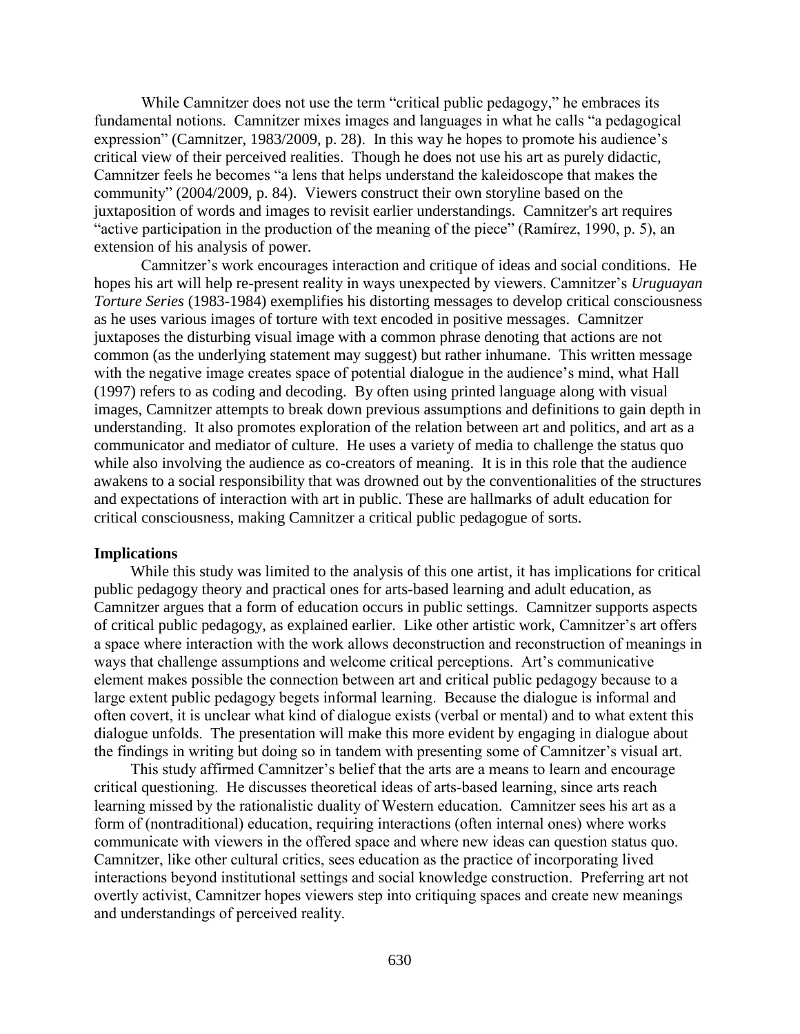While Camnitzer does not use the term "critical public pedagogy," he embraces its fundamental notions. Camnitzer mixes images and languages in what he calls "a pedagogical expression" (Camnitzer, 1983/2009, p. 28). In this way he hopes to promote his audience's critical view of their perceived realities. Though he does not use his art as purely didactic, Camnitzer feels he becomes "a lens that helps understand the kaleidoscope that makes the community" (2004/2009, p. 84). Viewers construct their own storyline based on the juxtaposition of words and images to revisit earlier understandings. Camnitzer's art requires "active participation in the production of the meaning of the piece" (Ramírez, 1990, p. 5), an extension of his analysis of power.

Camnitzer's work encourages interaction and critique of ideas and social conditions. He hopes his art will help re-present reality in ways unexpected by viewers. Camnitzer's *Uruguayan Torture Series* (1983-1984) exemplifies his distorting messages to develop critical consciousness as he uses various images of torture with text encoded in positive messages. Camnitzer juxtaposes the disturbing visual image with a common phrase denoting that actions are not common (as the underlying statement may suggest) but rather inhumane. This written message with the negative image creates space of potential dialogue in the audience's mind, what Hall (1997) refers to as coding and decoding. By often using printed language along with visual images, Camnitzer attempts to break down previous assumptions and definitions to gain depth in understanding. It also promotes exploration of the relation between art and politics, and art as a communicator and mediator of culture. He uses a variety of media to challenge the status quo while also involving the audience as co-creators of meaning. It is in this role that the audience awakens to a social responsibility that was drowned out by the conventionalities of the structures and expectations of interaction with art in public. These are hallmarks of adult education for critical consciousness, making Camnitzer a critical public pedagogue of sorts.

**Implications**

While this study was limited to the analysis of this one artist, it has implications for critical public pedagogy theory and practical ones for arts-based learning and adult education, as Camnitzer argues that a form of education occurs in public settings. Camnitzer supports aspects of critical public pedagogy, as explained earlier. Like other artistic work, Camnitzer's art offers a space where interaction with the work allows deconstruction and reconstruction of meanings in ways that challenge assumptions and welcome critical perceptions. Art's communicative element makes possible the connection between art and critical public pedagogy because to a large extent public pedagogy begets informal learning. Because the dialogue is informal and often covert, it is unclear what kind of dialogue exists (verbal or mental) and to what extent this dialogue unfolds. The presentation will make this more evident by engaging in dialogue about the findings in writing but doing so in tandem with presenting some of Camnitzer's visual art.

This study affirmed Camnitzer's belief that the arts are a means to learn and encourage critical questioning. He discusses theoretical ideas of arts-based learning, since arts reach learning missed by the rationalistic duality of Western education. Camnitzer sees his art as a form of (nontraditional) education, requiring interactions (often internal ones) where works communicate with viewers in the offered space and where new ideas can question status quo. Camnitzer, like other cultural critics, sees education as the practice of incorporating lived interactions beyond institutional settings and social knowledge construction. Preferring art not overtly activist, Camnitzer hopes viewers step into critiquing spaces and create new meanings and understandings of perceived reality.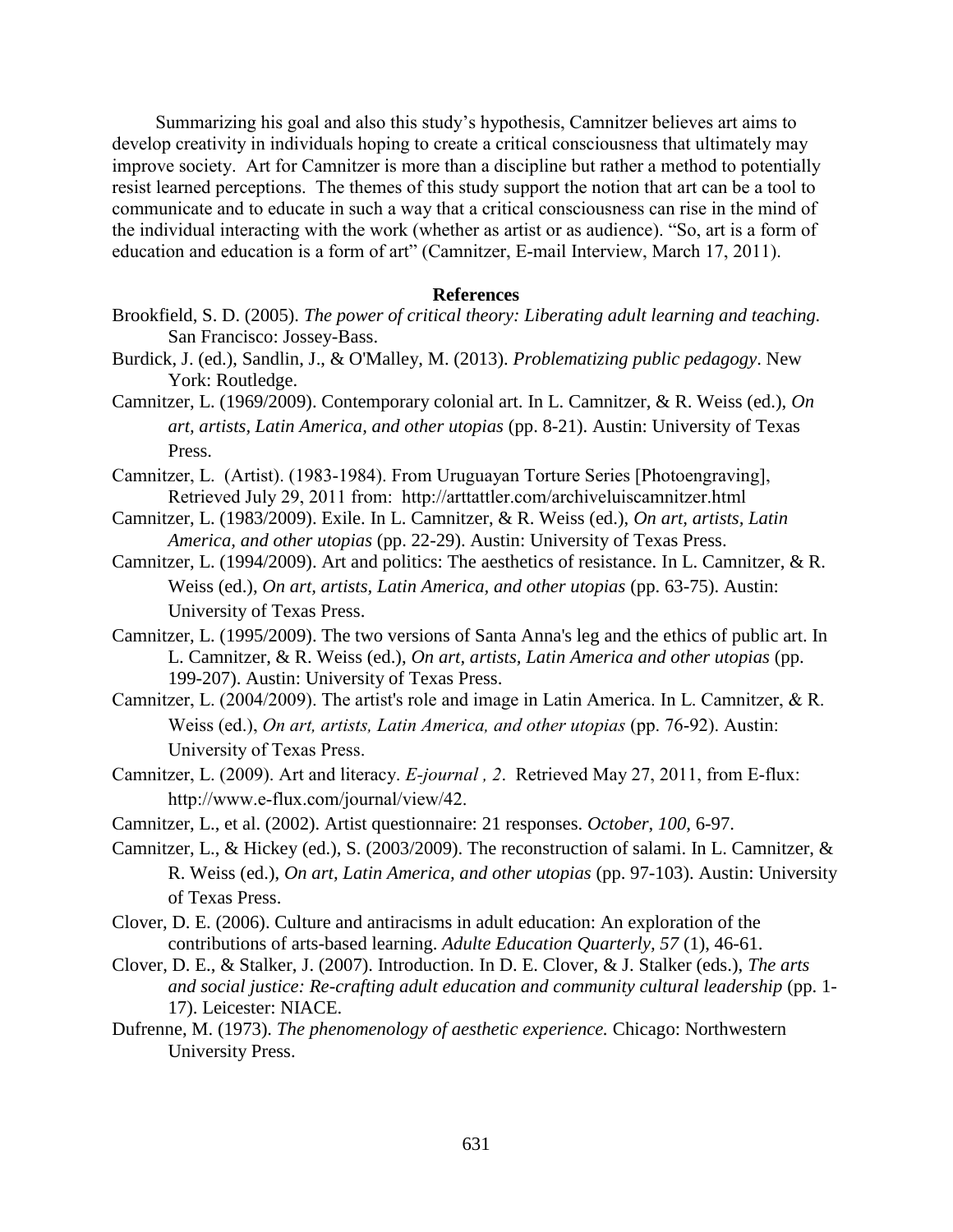Summarizing his goal and also this study's hypothesis, Camnitzer believes art aims to develop creativity in individuals hoping to create a critical consciousness that ultimately may improve society. Art for Camnitzer is more than a discipline but rather a method to potentially resist learned perceptions. The themes of this study support the notion that art can be a tool to communicate and to educate in such a way that a critical consciousness can rise in the mind of the individual interacting with the work (whether as artist or as audience). "So, art is a form of education and education is a form of art" (Camnitzer, E-mail Interview, March 17, 2011).

## References

Brookfield, S. D. (2005). *The power of critical theory: Liberating adult learning and teaching.* San Francisco: Jossey-Bass.

Burdick, J. (ed.), Sandlin, J., & O'Malley, M. (2013). *Problematizing public pedagogy*. New York: Routledge.

Camnitzer, L. (1969/2009). Contemporary colonial art. In L. Camnitzer, & R. Weiss (ed.), *On art, artists, Latin America, and other utopias* (pp. 8-21). Austin: University of Texas Press.

Camnitzer, L. (Artist). (1983-1984). From Uruguayan Torture Series [Photoengraving], Retrieved July 29, 2011 from: http://arttattler.com/archiveluiscamnitzer.html

Camnitzer, L. (1983/2009). Exile. In L. Camnitzer, & R. Weiss (ed.), *On art, artists, Latin America, and other utopias* (pp. 22-29). Austin: University of Texas Press.

Camnitzer, L. (1994/2009). Art and politics: The aesthetics of resistance. In L. Camnitzer, & R. Weiss (ed.), *On art, artists, Latin America, and other utopias* (pp. 63-75). Austin: University of Texas Press.

Camnitzer, L. (1995/2009). The two versions of Santa Anna's leg and the ethics of public art. In L. Camnitzer, & R. Weiss (ed.), *On art, artists, Latin America and other utopias* (pp. 199-207). Austin: University of Texas Press.

Camnitzer, L. (2004/2009). The artist's role and image in Latin America. In L. Camnitzer, & R. Weiss (ed.), *On art, artists, Latin America, and other utopias* (pp. 76-92). Austin: University of Texas Press.

Camnitzer, L. (2009). Art and literacy. *E-journal , 2*. Retrieved May 27, 2011, from E-flux: http://www.e-flux.com/journal/view/42.

Camnitzer, L., et al. (2002). Artist questionnaire: 21 responses. *October, 100*, 6-97.

Camnitzer, L., & Hickey (ed.), S. (2003/2009). The reconstruction of salami. In L. Camnitzer, & R. Weiss (ed.), *On art, Latin America, and other utopias* (pp. 97-103). Austin: University of Texas Press.

Clover, D. E. (2006). Culture and antiracisms in adult education: An exploration of the contributions of arts-based learning. *Adulte Education Quarterly, 57* (1), 46-61.

Clover, D. E., & Stalker, J. (2007). Introduction. In D. E. Clover, & J. Stalker (eds.), *The arts and social justice: Re-crafting adult education and community cultural leadership* (pp. 1-17). Leicester: NIACE.

Dufrenne, M. (1973). *The phenomenology of aesthetic experience.* Chicago: Northwestern University Press.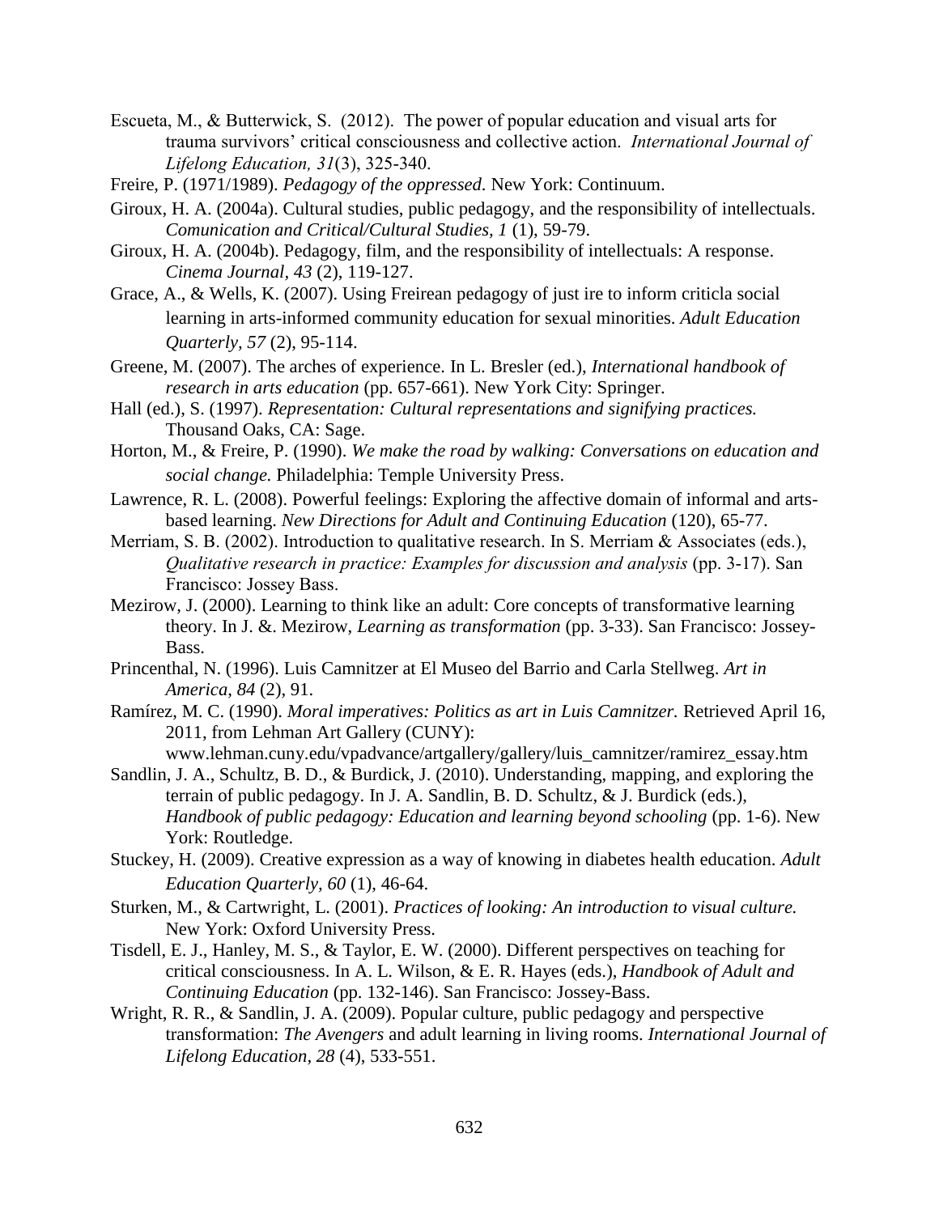Escueta, M., & Butterwick, S. (2012). The power of popular education and visual arts for trauma survivors' critical consciousness and collective action. *International Journal of Lifelong Education, 31*(3), 325-340.

Freire, P. (1971/1989). *Pedagogy of the oppressed*. New York: Continuum.

Giroux, H. A. (2004a). Cultural studies, public pedagogy, and the responsibility of intellectuals. *Comunication and Critical/Cultural Studies, 1* (1), 59-79.

Giroux, H. A. (2004b). Pedagogy, film, and the responsibility of intellectuals: A response. *Cinema Journal, 43* (2), 119-127.

Grace, A., & Wells, K. (2007). Using Freirean pedagogy of just ire to inform criticla social learning in arts-informed community education for sexual minorities. *Adult Education Quarterly, 57* (2), 95-114.

Greene, M. (2007). The arches of experience. In L. Bresler (ed.), *International handbook of research in arts education* (pp. 657-661). New York City: Springer.

Hall (ed.), S. (1997). *Representation: Cultural representations and signifying practices.* Thousand Oaks, CA: Sage.

Horton, M., & Freire, P. (1990). *We make the road by walking: Conversations on education and social change.* Philadelphia: Temple University Press.

Lawrence, R. L. (2008). Powerful feelings: Exploring the affective domain of informal and arts-based learning. *New Directions for Adult and Continuing Education* (120), 65-77.

Merriam, S. B. (2002). Introduction to qualitative research. In S. Merriam & Associates (eds.), *Qualitative research in practice: Examples for discussion and analysis* (pp. 3-17). San Francisco: Jossey Bass.

Mezirow, J. (2000). Learning to think like an adult: Core concepts of transformative learning theory. In J. &. Mezirow, *Learning as transformation* (pp. 3-33). San Francisco: Jossey-Bass.

Princenthal, N. (1996). Luis Camnitzer at El Museo del Barrio and Carla Stellweg. *Art in America, 84* (2), 91.

Ramírez, M. C. (1990). *Moral imperatives: Politics as art in Luis Camnitzer.* Retrieved April 16, 2011, from Lehman Art Gallery (CUNY): www.lehman.cuny.edu/vpadvance/artgallery/gallery/luis_camnitzer/ramirez_essay.htm

Sandlin, J. A., Schultz, B. D., & Burdick, J. (2010). Understanding, mapping, and exploring the terrain of public pedagogy. In J. A. Sandlin, B. D. Schultz, & J. Burdick (eds.), *Handbook of public pedagogy: Education and learning beyond schooling* (pp. 1-6). New York: Routledge.

Stuckey, H. (2009). Creative expression as a way of knowing in diabetes health education. *Adult Education Quarterly, 60* (1), 46-64.

Sturken, M., & Cartwright, L. (2001). *Practices of looking: An introduction to visual culture.* New York: Oxford University Press.

Tisdell, E. J., Hanley, M. S., & Taylor, E. W. (2000). Different perspectives on teaching for critical consciousness. In A. L. Wilson, & E. R. Hayes (eds.), *Handbook of Adult and Continuing Education* (pp. 132-146). San Francisco: Jossey-Bass.

Wright, R. R., & Sandlin, J. A. (2009). Popular culture, public pedagogy and perspective transformation: *The Avengers* and adult learning in living rooms. *International Journal of Lifelong Education, 28* (4), 533-551.